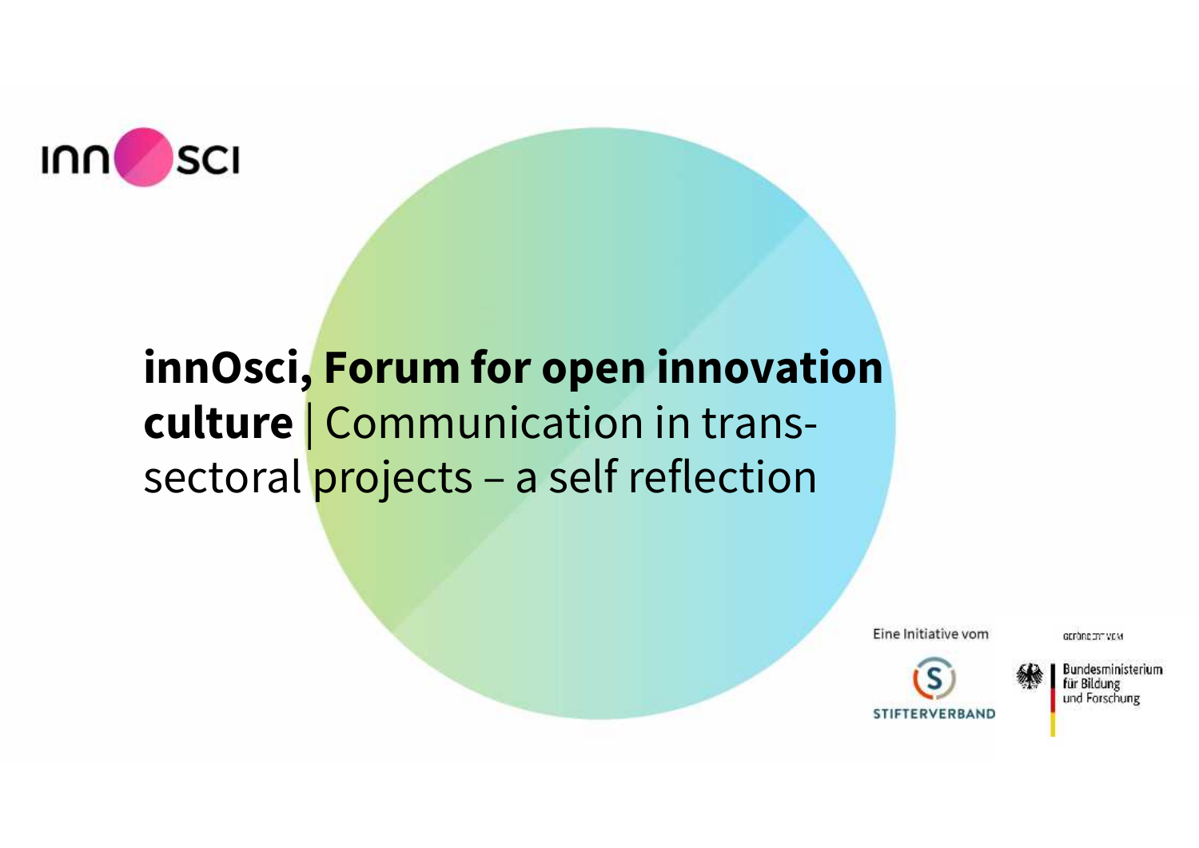innOsci

# **innOsci, Forum for open innovation culture** | Communication in trans-sectoral projects – a self reflection

Eine Initiative vom

STIFTERVERBAND

GEFÖRDERT VOM

Bundesministerium für Bildung und Forschung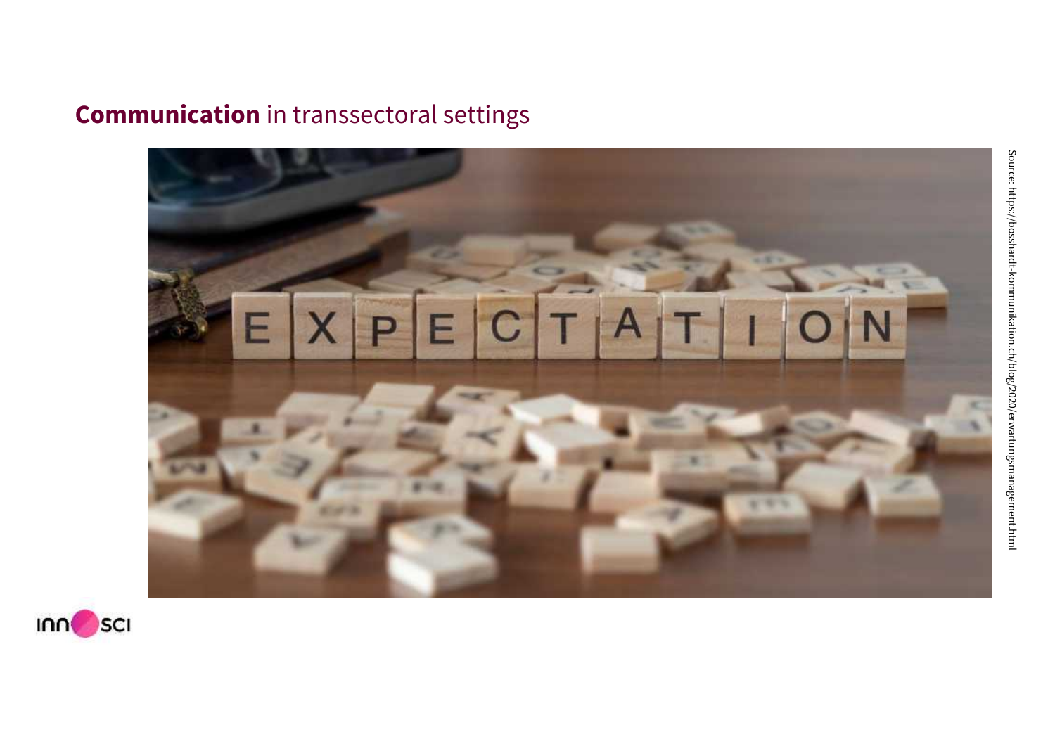## **Communication** in transsectoral settings

Source: https://bosshardt-kommunikation.ch/blog/2020/erwartungsmanagement.html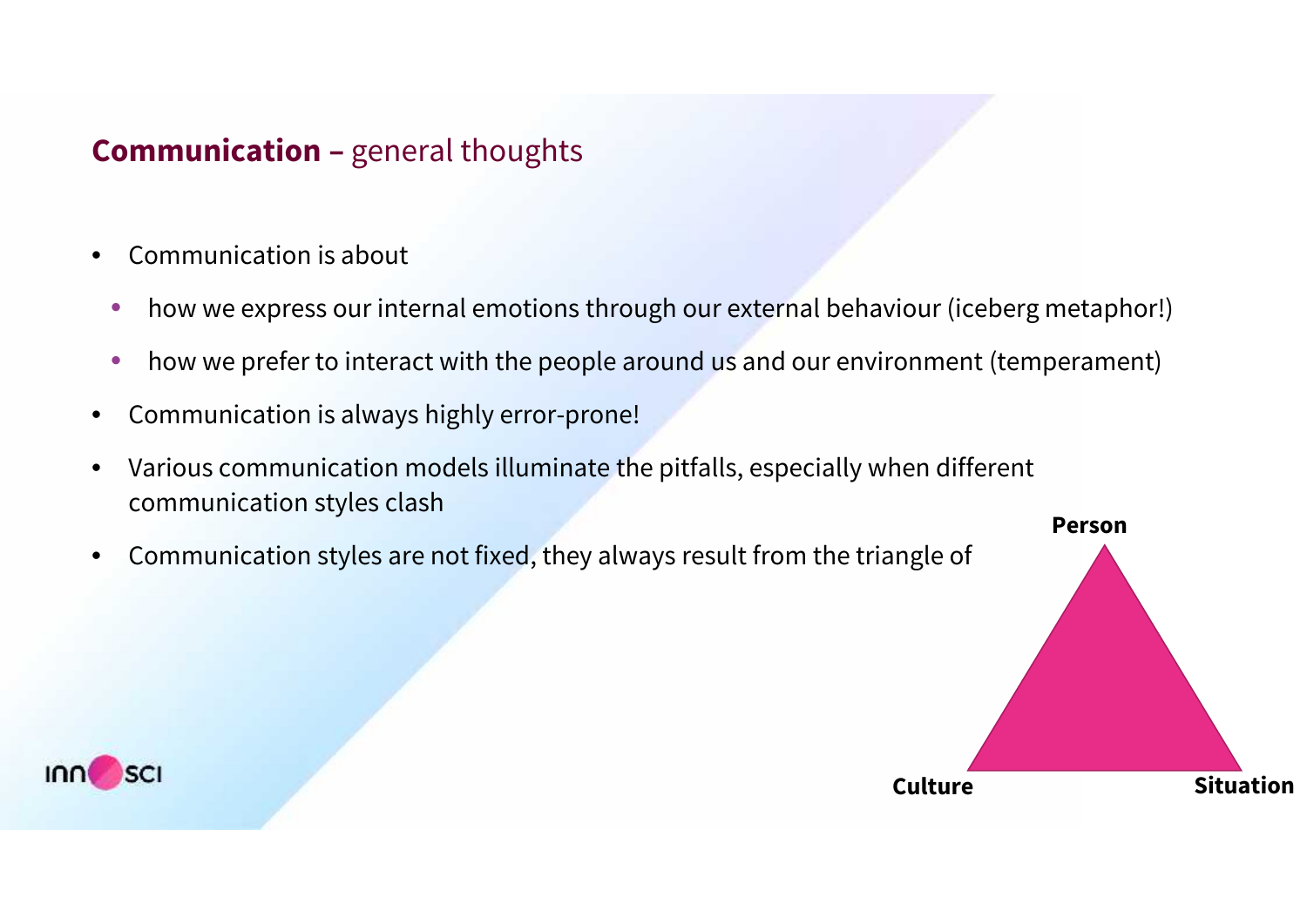## **Communication –** general thoughts

- Communication is about
  - how we express our internal emotions through our external behaviour (iceberg metaphor!)
  - how we prefer to interact with the people around us and our environment (temperament)
- Communication is always highly error-prone!
- Various communication models illuminate the pitfalls, especially when different communication styles clash
- Communication styles are not fixed, they always result from the triangle of

**Person**

**Culture** **Situation**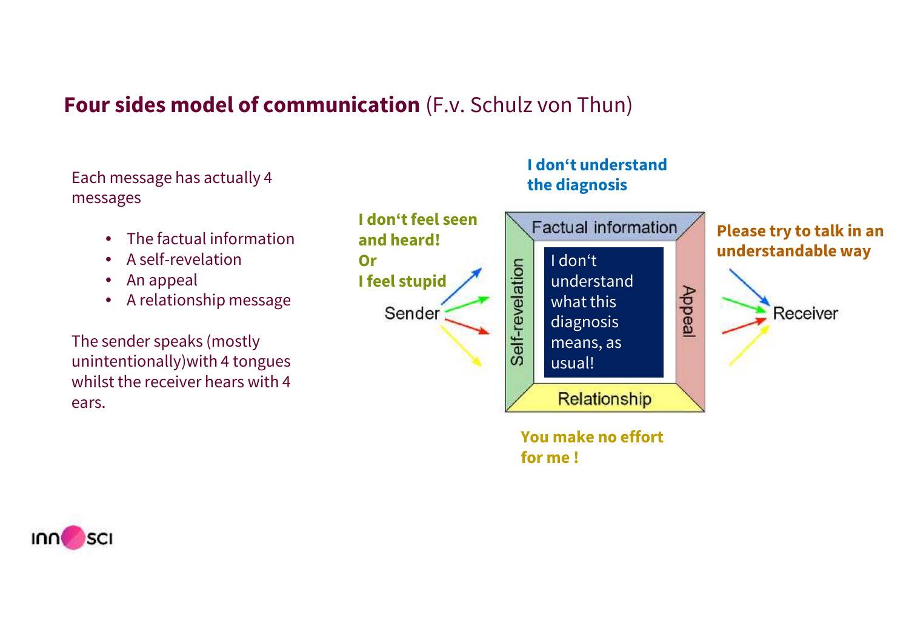## **Four sides model of communication** (F.v. Schulz von Thun)

Each message has actually 4 messages

- The factual information
- A self-revelation
- An appeal
- A relationship message

The sender speaks (mostly unintentionally)with 4 tongues whilst the receiver hears with 4 ears.

**I don‘t understand the diagnosis**

**I don‘t feel seen and heard!**
**Or**
**I feel stupid**

**Please try to talk in an understandable way**

Sender

Factual information

Self-revelation

I don‘t understand what this diagnosis means, as usual!

Appeal

Relationship

Receiver

**You make no effort for me !**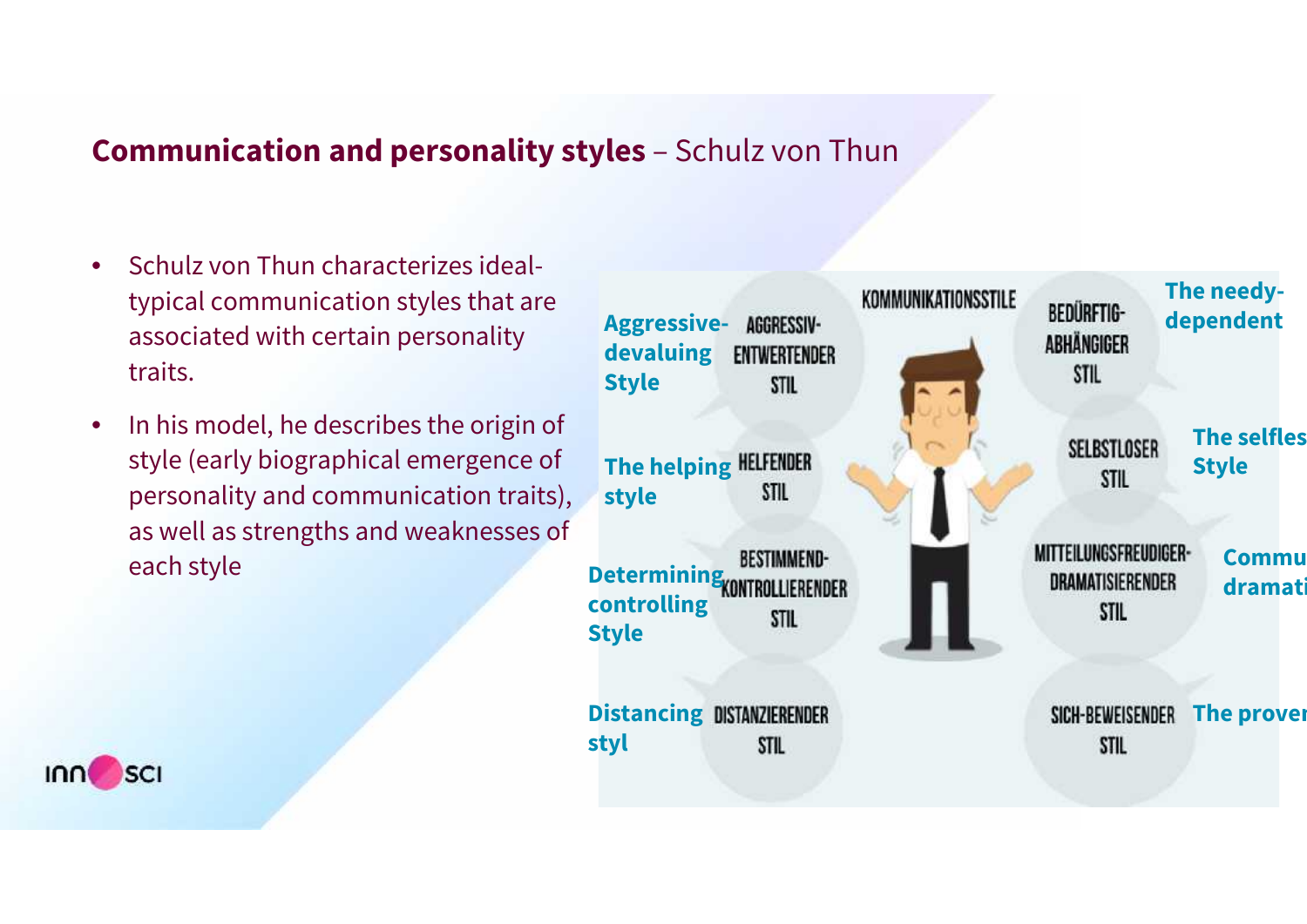## **Communication and personality styles** – Schulz von Thun

- Schulz von Thun characterizes ideal-typical communication styles that are associated with certain personality traits.
- In his model, he describes the origin of style (early biographical emergence of personality and communication traits), as well as strengths and weaknesses of each style

KOMMUNIKATIONSSTILE

**Aggressive-devaluing Style** – AGGRESSIV-ENTWERTENDER STIL

**The helping style** – HELFENDER STIL

**Determining controlling Style** – BESTIMMEND-KONTROLLIERENDER STIL

**Distancing styl** – DISTANZIERENDER STIL

**The needy-dependent** – BEDÜRFTIG-ABHÄNGIGER STIL

**The selfles Style** – SELBSTLOSER STIL

**Commu dramati** – MITTEILUNGSFREUDIGER-DRAMATISIERENDER STIL

**The prover** – SICH-BEWEISENDER STIL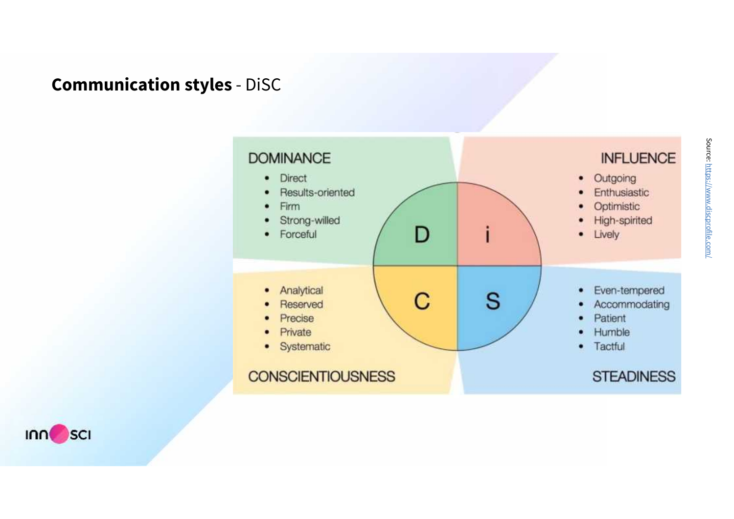## **Communication styles** - DiSC

**DOMINANCE**

- Direct
- Results-oriented
- Firm
- Strong-willed
- Forceful

**INFLUENCE**

- Outgoing
- Enthusiastic
- Optimistic
- High-spirited
- Lively

**CONSCIENTIOUSNESS**

- Analytical
- Reserved
- Precise
- Private
- Systematic

**STEADINESS**

- Even-tempered
- Accommodating
- Patient
- Humble
- Tactful

Source: https://www.discprofile.com/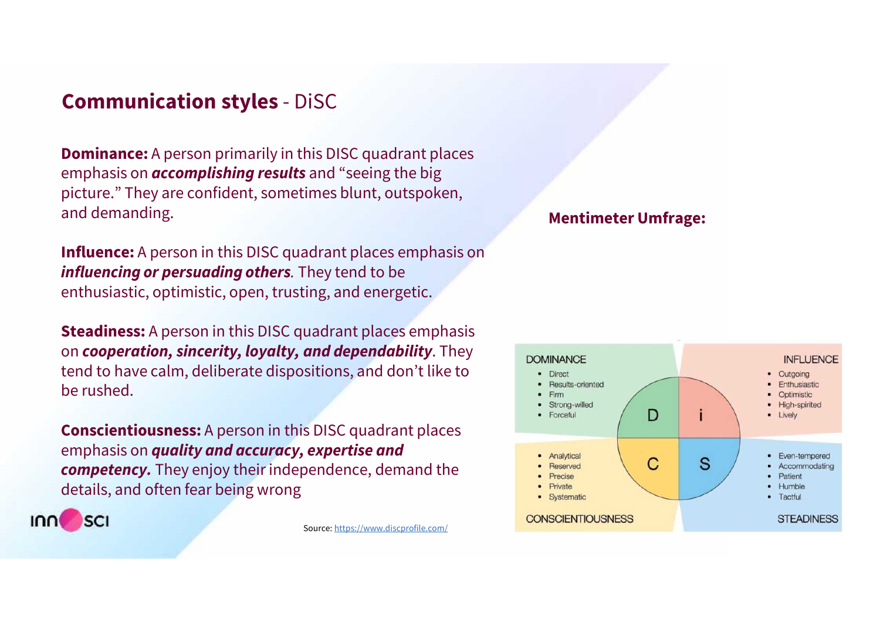## **Communication styles** - DiSC

**Dominance:** A person primarily in this DISC quadrant places emphasis on ***accomplishing results*** and "seeing the big picture." They are confident, sometimes blunt, outspoken, and demanding.

**Influence:** A person in this DISC quadrant places emphasis on ***influencing or persuading others***. They tend to be enthusiastic, optimistic, open, trusting, and energetic.

**Steadiness:** A person in this DISC quadrant places emphasis on ***cooperation, sincerity, loyalty, and dependability***. They tend to have calm, deliberate dispositions, and don't like to be rushed.

**Conscientiousness:** A person in this DISC quadrant places emphasis on ***quality and accuracy, expertise and competency.*** They enjoy their independence, demand the details, and often fear being wrong

**Mentimeter Umfrage:**

DOMINANCE
- Direct
- Results-oriented
- Firm
- Strong-willed
- Forceful

INFLUENCE
- Outgoing
- Enthusiastic
- Optimistic
- High-spirited
- Lively

CONSCIENTIOUSNESS
- Analytical
- Reserved
- Precise
- Private
- Systematic

STEADINESS
- Even-tempered
- Accommodating
- Patient
- Humble
- Tactful

Source: https://www.discprofile.com/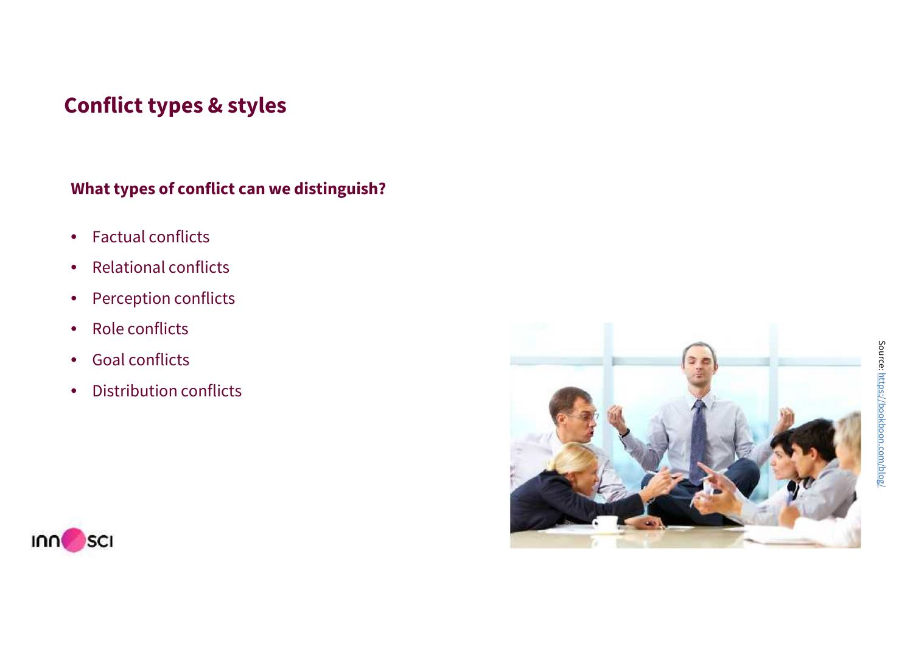# Conflict types & styles

**What types of conflict can we distinguish?**

- Factual conflicts
- Relational conflicts
- Perception conflicts
- Role conflicts
- Goal conflicts
- Distribution conflicts

Source: https://bookboon.com/blog/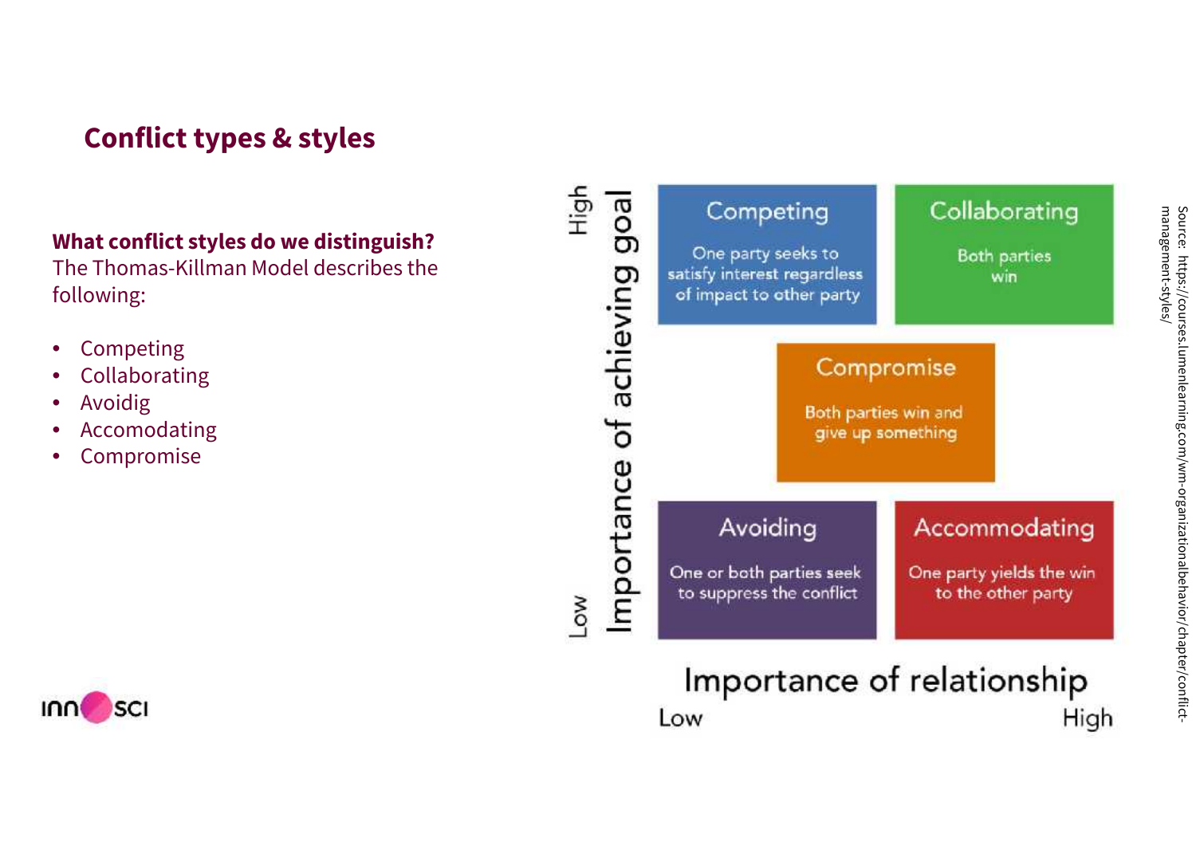## Conflict types & styles

**What conflict styles do we distinguish?**
The Thomas-Killman Model describes the following:

- Competing
- Collaborating
- Avoidig
- Accomodating
- Compromise

Importance of achieving goal (Low – High)

**Competing**
One party seeks to satisfy interest regardless of impact to other party

**Collaborating**
Both parties win

**Compromise**
Both parties win and give up something

**Avoiding**
One or both parties seek to suppress the conflict

**Accommodating**
One party yields the win to the other party

Importance of relationship (Low – High)

Source: https://courses.lumenlearning.com/wm-organizationalbehavior/chapter/conflict-management-styles/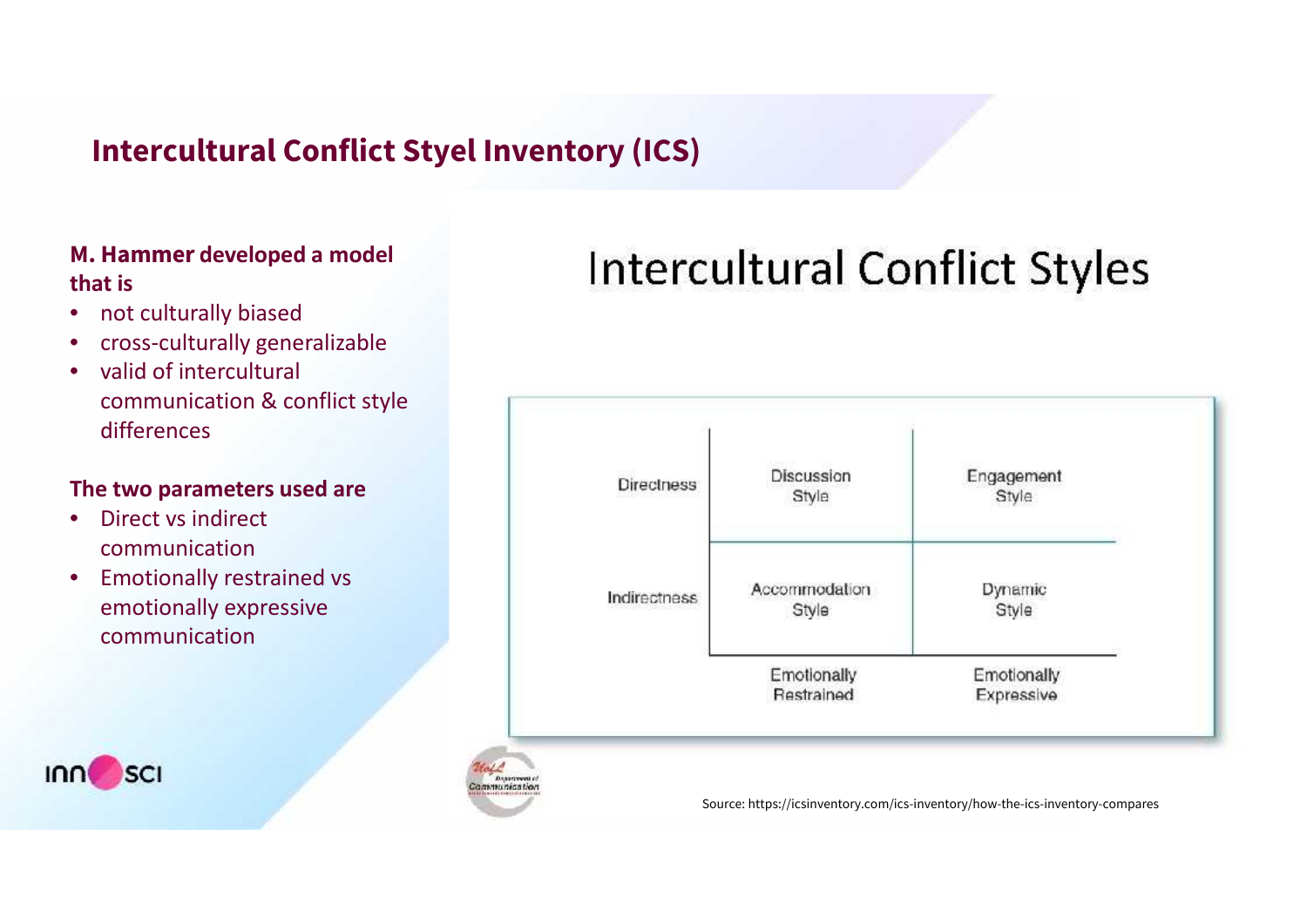## Intercultural Conflict Styel Inventory (ICS)

**M. Hammer developed a model that is**

- not culturally biased
- cross-culturally generalizable
- valid of intercultural communication & conflict style differences

**The two parameters used are**

- Direct vs indirect communication
- Emotionally restrained vs emotionally expressive communication

# Intercultural Conflict Styles

| | Emotionally Restrained | Emotionally Expressive |
|---|---|---|
| Directness | Discussion Style | Engagement Style |
| Indirectness | Accommodation Style | Dynamic Style |

Source: https://icsinventory.com/ics-inventory/how-the-ics-inventory-compares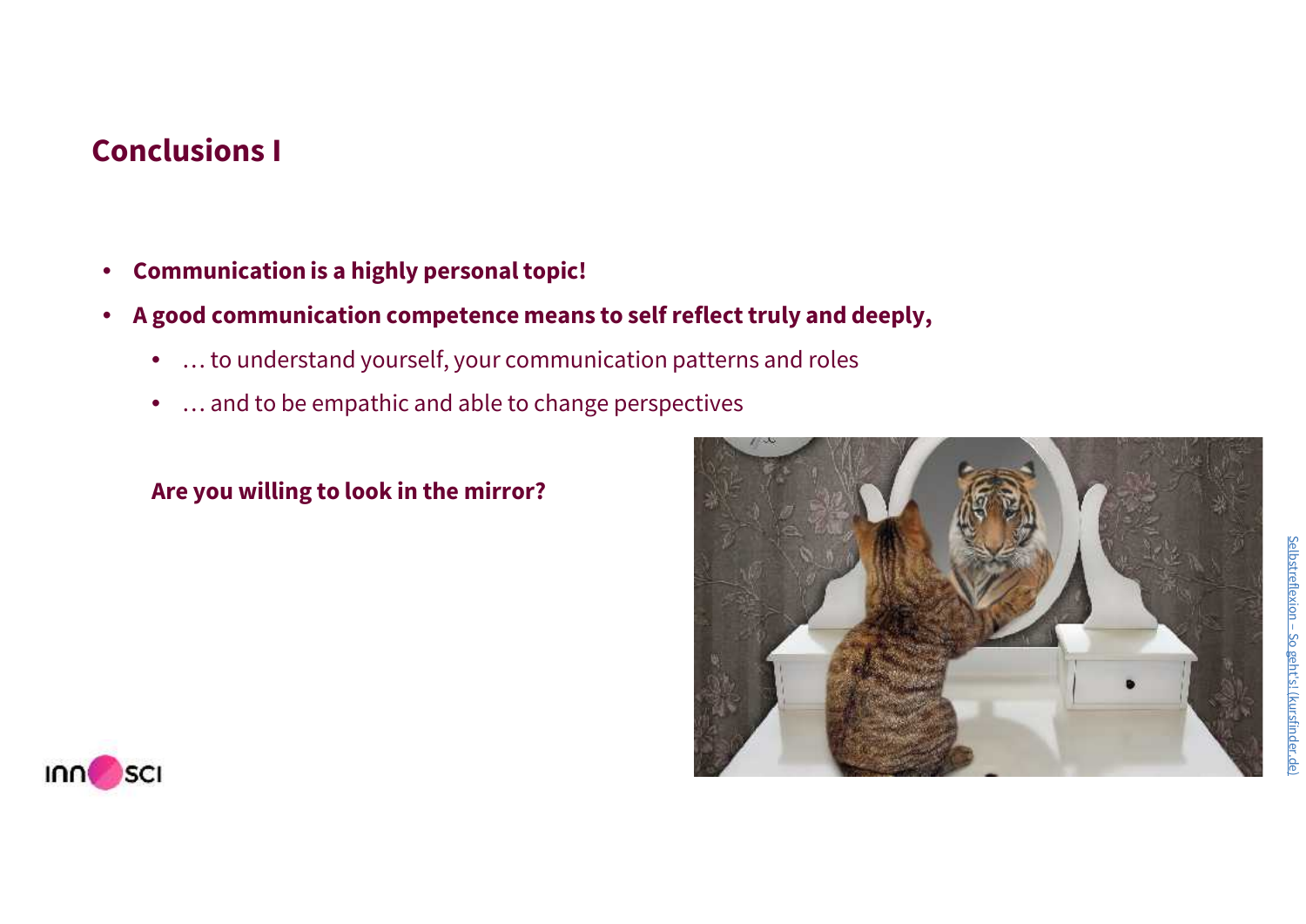## Conclusions I

- **Communication is a highly personal topic!**
- **A good communication competence means to self reflect truly and deeply,**
  - … to understand yourself, your communication patterns and roles
  - … and to be empathic and able to change perspectives

**Are you willing to look in the mirror?**

Selbstreflexion – So geht's! (kursfinder.de)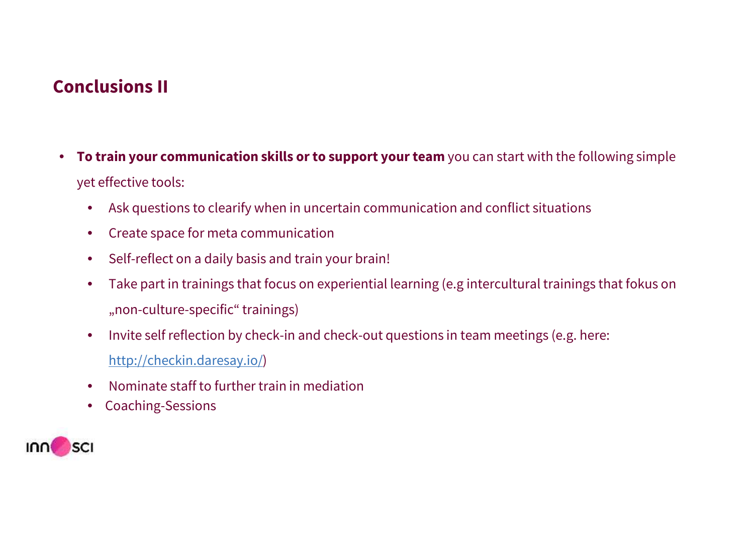## Conclusions II

- **To train your communication skills or to support your team** you can start with the following simple yet effective tools:
  - Ask questions to clearify when in uncertain communication and conflict situations
  - Create space for meta communication
  - Self-reflect on a daily basis and train your brain!
  - Take part in trainings that focus on experiential learning (e.g intercultural trainings that fokus on „non-culture-specific“ trainings)
  - Invite self reflection by check-in and check-out questions in team meetings (e.g. here: http://checkin.daresay.io/)
  - Nominate staff to further train in mediation
  - Coaching-Sessions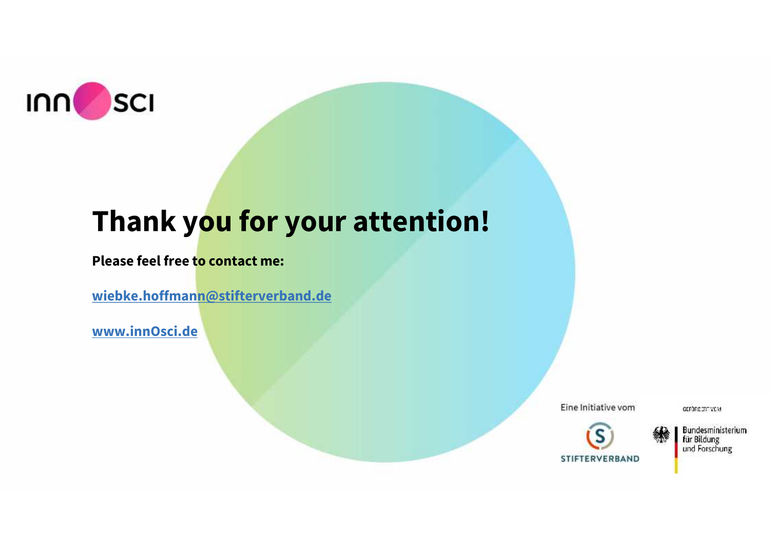innOsci

# Thank you for your attention!

**Please feel free to contact me:**

**wiebke.hoffmann@stifterverband.de**

**www.innOsci.de**

Eine Initiative vom

STIFTERVERBAND

GEFÖRDERT VOM

Bundesministerium für Bildung und Forschung